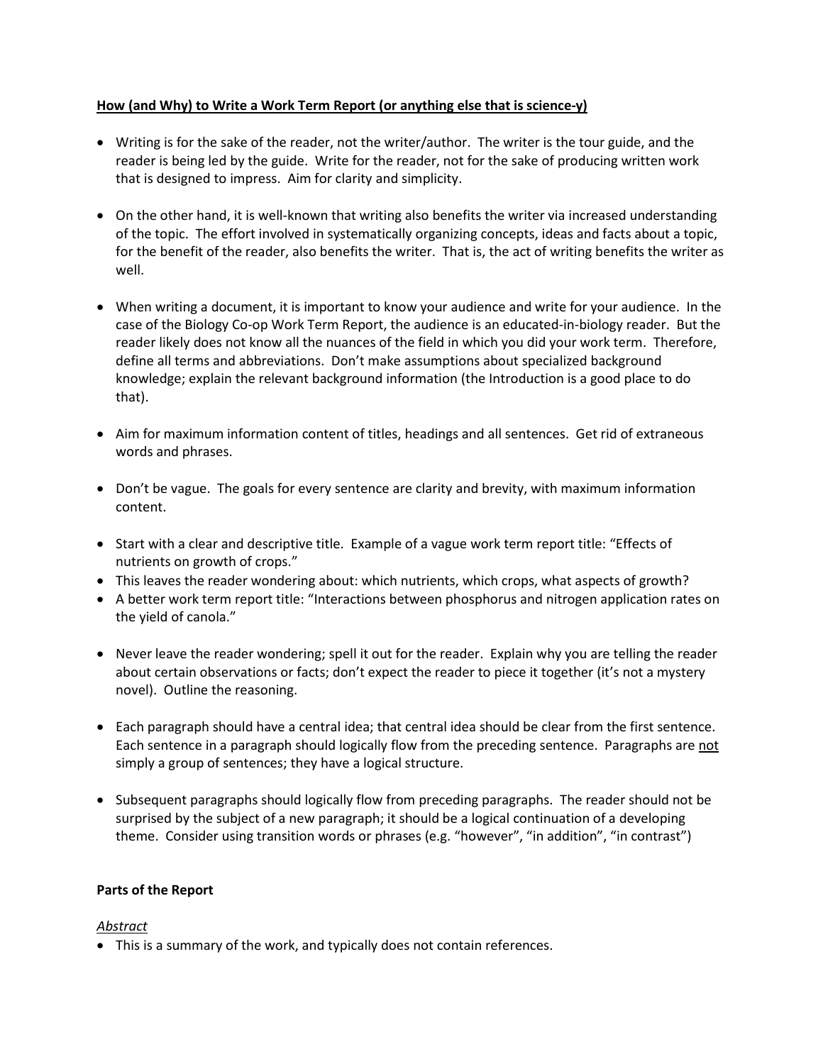**<u>How (and Why) to Write a Work Term Report (or anything else that is science-y)</u>**

- Writing is for the sake of the reader, not the writer/author. The writer is the tour guide, and the reader is being led by the guide. Write for the reader, not for the sake of producing written work that is designed to impress. Aim for clarity and simplicity.

- On the other hand, it is well-known that writing also benefits the writer via increased understanding of the topic. The effort involved in systematically organizing concepts, ideas and facts about a topic, for the benefit of the reader, also benefits the writer. That is, the act of writing benefits the writer as well.

- When writing a document, it is important to know your audience and write for your audience. In the case of the Biology Co-op Work Term Report, the audience is an educated-in-biology reader. But the reader likely does not know all the nuances of the field in which you did your work term. Therefore, define all terms and abbreviations. Don't make assumptions about specialized background knowledge; explain the relevant background information (the Introduction is a good place to do that).

- Aim for maximum information content of titles, headings and all sentences. Get rid of extraneous words and phrases.

- Don't be vague. The goals for every sentence are clarity and brevity, with maximum information content.

- Start with a clear and descriptive title. Example of a vague work term report title: "Effects of nutrients on growth of crops."
- This leaves the reader wondering about: which nutrients, which crops, what aspects of growth?
- A better work term report title: "Interactions between phosphorus and nitrogen application rates on the yield of canola."

- Never leave the reader wondering; spell it out for the reader. Explain why you are telling the reader about certain observations or facts; don't expect the reader to piece it together (it's not a mystery novel). Outline the reasoning.

- Each paragraph should have a central idea; that central idea should be clear from the first sentence. Each sentence in a paragraph should logically flow from the preceding sentence. Paragraphs are <u>not</u> simply a group of sentences; they have a logical structure.

- Subsequent paragraphs should logically flow from preceding paragraphs. The reader should not be surprised by the subject of a new paragraph; it should be a logical continuation of a developing theme. Consider using transition words or phrases (e.g. "however", "in addition", "in contrast")

**Parts of the Report**

*<u>Abstract</u>*

- This is a summary of the work, and typically does not contain references.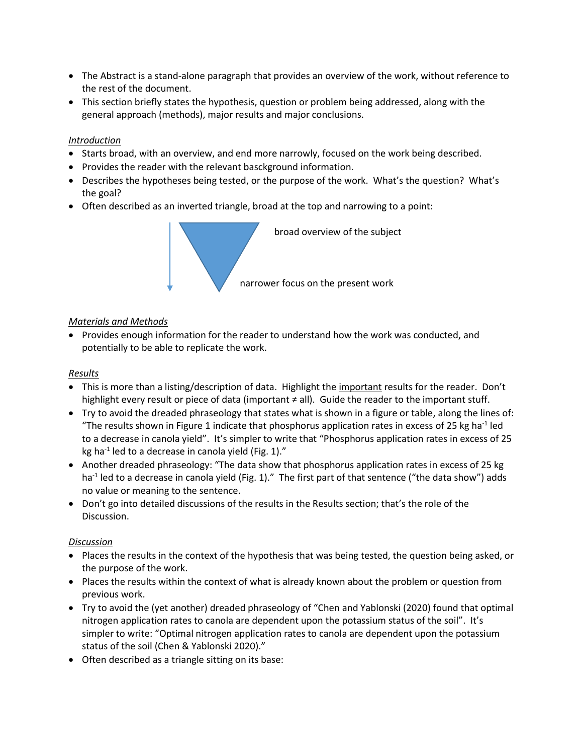- The Abstract is a stand-alone paragraph that provides an overview of the work, without reference to the rest of the document.
- This section briefly states the hypothesis, question or problem being addressed, along with the general approach (methods), major results and major conclusions.

*Introduction*

- Starts broad, with an overview, and end more narrowly, focused on the work being described.
- Provides the reader with the relevant bascground information.
- Describes the hypotheses being tested, or the purpose of the work. What's the question? What's the goal?
- Often described as an inverted triangle, broad at the top and narrowing to a point:

broad overview of the subject

narrower focus on the present work

*Materials and Methods*

- Provides enough information for the reader to understand how the work was conducted, and potentially to be able to replicate the work.

*Results*

- This is more than a listing/description of data. Highlight the important results for the reader. Don't highlight every result or piece of data (important ≠ all). Guide the reader to the important stuff.
- Try to avoid the dreaded phraseology that states what is shown in a figure or table, along the lines of: "The results shown in Figure 1 indicate that phosphorus application rates in excess of 25 kg $ha^{-1}$ led to a decrease in canola yield". It's simpler to write that "Phosphorus application rates in excess of 25 kg $ha^{-1}$ led to a decrease in canola yield (Fig. 1)."
- Another dreaded phraseology: "The data show that phosphorus application rates in excess of 25 kg $ha^{-1}$ led to a decrease in canola yield (Fig. 1)." The first part of that sentence ("the data show") adds no value or meaning to the sentence.
- Don't go into detailed discussions of the results in the Results section; that's the role of the Discussion.

*Discussion*

- Places the results in the context of the hypothesis that was being tested, the question being asked, or the purpose of the work.
- Places the results within the context of what is already known about the problem or question from previous work.
- Try to avoid the (yet another) dreaded phraseology of "Chen and Yablonski (2020) found that optimal nitrogen application rates to canola are dependent upon the potassium status of the soil". It's simpler to write: "Optimal nitrogen application rates to canola are dependent upon the potassium status of the soil (Chen & Yablonski 2020)."
- Often described as a triangle sitting on its base: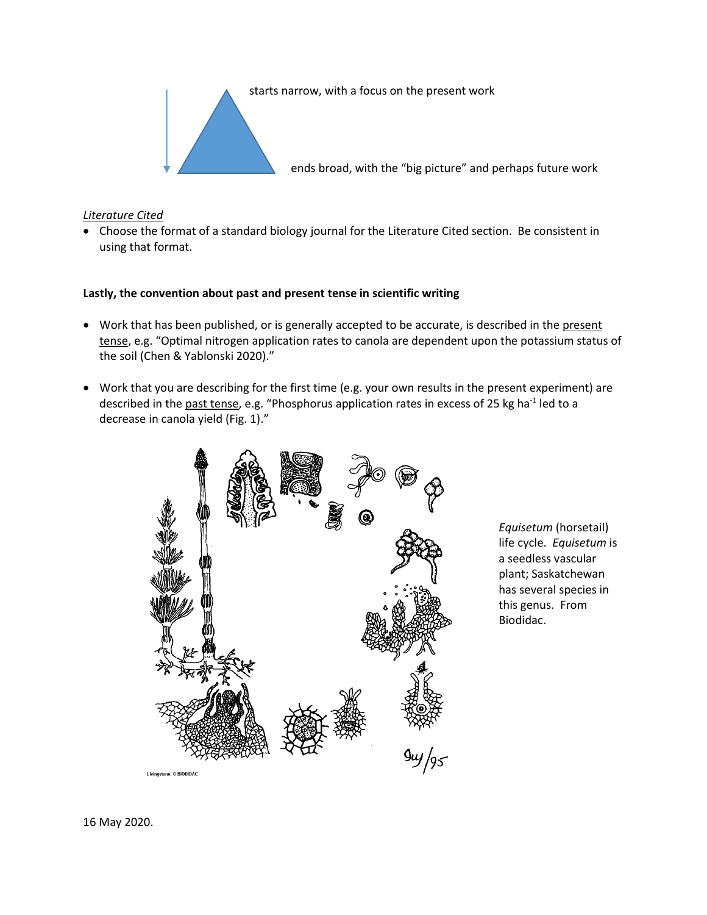starts narrow, with a focus on the present work

ends broad, with the "big picture" and perhaps future work

*Literature Cited*

- Choose the format of a standard biology journal for the Literature Cited section. Be consistent in using that format.

**Lastly, the convention about past and present tense in scientific writing**

- Work that has been published, or is generally accepted to be accurate, is described in the present tense, e.g. "Optimal nitrogen application rates to canola are dependent upon the potassium status of the soil (Chen & Yablonski 2020)."

- Work that you are describing for the first time (e.g. your own results in the present experiment) are described in the past tense, e.g. "Phosphorus application rates in excess of 25 kg $ha^{-1}$ led to a decrease in canola yield (Fig. 1)."

*Equisetum* (horsetail) life cycle. *Equisetum* is a seedless vascular plant; Saskatchewan has several species in this genus. From Biodidac.

16 May 2020.